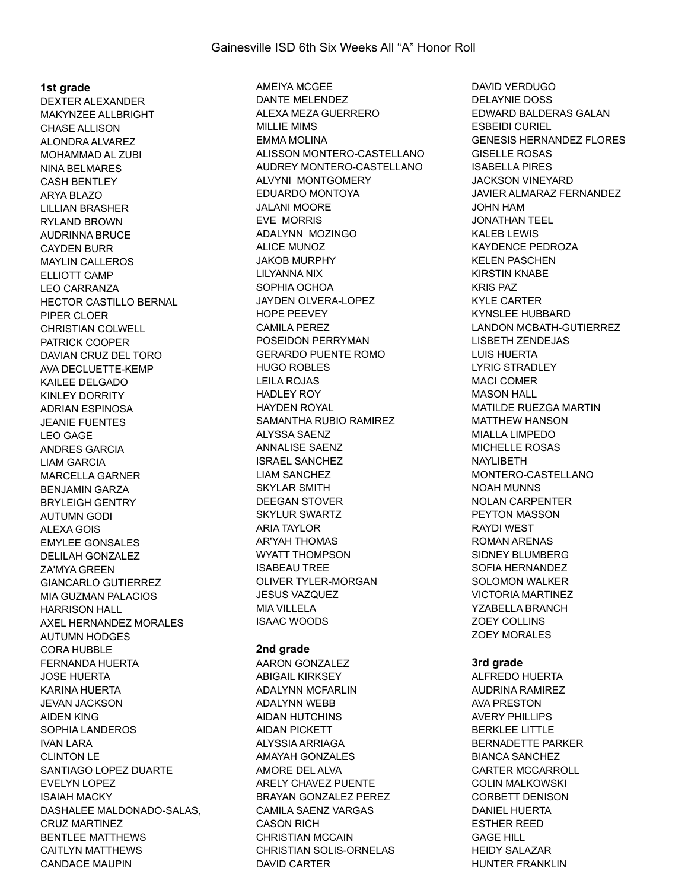# Gainesville ISD 6th Six Weeks All “A” Honor Roll

**1st grade**

DEXTER ALEXANDER
MAKYNZEE ALLBRIGHT
CHASE ALLISON
ALONDRA ALVAREZ
MOHAMMAD AL ZUBI
NINA BELMARES
CASH BENTLEY
ARYA BLAZO
LILLIAN BRASHER
RYLAND BROWN
AUDRINNA BRUCE
CAYDEN BURR
MAYLIN CALLEROS
ELLIOTT CAMP
LEO CARRANZA
HECTOR CASTILLO BERNAL
PIPER CLOER
CHRISTIAN COLWELL
PATRICK COOPER
DAVIAN CRUZ DEL TORO
AVA DECLUETTE-KEMP
KAILEE DELGADO
KINLEY DORRITY
ADRIAN ESPINOSA
JEANIE FUENTES
LEO GAGE
ANDRES GARCIA
LIAM GARCIA
MARCELLA GARNER
BENJAMIN GARZA
BRYLEIGH GENTRY
AUTUMN GODI
ALEXA GOIS
EMYLEE GONSALES
DELILAH GONZALEZ
ZA'MYA GREEN
GIANCARLO GUTIERREZ
MIA GUZMAN PALACIOS
HARRISON HALL
AXEL HERNANDEZ MORALES
AUTUMN HODGES
CORA HUBBLE
FERNANDA HUERTA
JOSE HUERTA
KARINA HUERTA
JEVAN JACKSON
AIDEN KING
SOPHIA LANDEROS
IVAN LARA
CLINTON LE
SANTIAGO LOPEZ DUARTE
EVELYN LOPEZ
ISAIAH MACKY
DASHALEE MALDONADO-SALAS,
CRUZ MARTINEZ
BENTLEE MATTHEWS
CAITLYN MATTHEWS
CANDACE MAUPIN
AMEIYA MCGEE
DANTE MELENDEZ
ALEXA MEZA GUERRERO
MILLIE MIMS
EMMA MOLINA
ALISSON MONTERO-CASTELLANO
AUDREY MONTERO-CASTELLANO
ALVYNI MONTGOMERY
EDUARDO MONTOYA
JALANI MOORE
EVE MORRIS
ADALYNN MOZINGO
ALICE MUNOZ
JAKOB MURPHY
LILYANNA NIX
SOPHIA OCHOA
JAYDEN OLVERA-LOPEZ
HOPE PEEVEY
CAMILA PEREZ
POSEIDON PERRYMAN
GERARDO PUENTE ROMO
HUGO ROBLES
LEILA ROJAS
HADLEY ROY
HAYDEN ROYAL
SAMANTHA RUBIO RAMIREZ
ALYSSA SAENZ
ANNALISE SAENZ
ISRAEL SANCHEZ
LIAM SANCHEZ
SKYLAR SMITH
DEEGAN STOVER
SKYLUR SWARTZ
ARIA TAYLOR
AR'YAH THOMAS
WYATT THOMPSON
ISABEAU TREE
OLIVER TYLER-MORGAN
JESUS VAZQUEZ
MIA VILLELA
ISAAC WOODS

**2nd grade**

AARON GONZALEZ
ABIGAIL KIRKSEY
ADALYNN MCFARLIN
ADALYNN WEBB
AIDAN HUTCHINS
AIDAN PICKETT
ALYSSIA ARRIAGA
AMAYAH GONZALES
AMORE DEL ALVA
ARELY CHAVEZ PUENTE
BRAYAN GONZALEZ PEREZ
CAMILA SAENZ VARGAS
CASON RICH
CHRISTIAN MCCAIN
CHRISTIAN SOLIS-ORNELAS
DAVID CARTER
DAVID VERDUGO
DELAYNIE DOSS
EDWARD BALDERAS GALAN
ESBEIDI CURIEL
GENESIS HERNANDEZ FLORES
GISELLE ROSAS
ISABELLA PIRES
JACKSON VINEYARD
JAVIER ALMARAZ FERNANDEZ
JOHN HAM
JONATHAN TEEL
KALEB LEWIS
KAYDENCE PEDROZA
KELEN PASCHEN
KIRSTIN KNABE
KRIS PAZ
KYLE CARTER
KYNSLEE HUBBARD
LANDON MCBATH-GUTIERREZ
LISBETH ZENDEJAS
LUIS HUERTA
LYRIC STRADLEY
MACI COMER
MASON HALL
MATILDE RUEZGA MARTIN
MATTHEW HANSON
MIALLA LIMPEDO
MICHELLE ROSAS
NAYLIBETH MONTERO-CASTELLANO
NOAH MUNNS
NOLAN CARPENTER
PEYTON MASSON
RAYDI WEST
ROMAN ARENAS
SIDNEY BLUMBERG
SOFIA HERNANDEZ
SOLOMON WALKER
VICTORIA MARTINEZ
YZABELLA BRANCH
ZOEY COLLINS
ZOEY MORALES

**3rd grade**

ALFREDO HUERTA
AUDRINA RAMIREZ
AVA PRESTON
AVERY PHILLIPS
BERKLEE LITTLE
BERNADETTE PARKER
BIANCA SANCHEZ
CARTER MCCARROLL
COLIN MALKOWSKI
CORBETT DENISON
DANIEL HUERTA
ESTHER REED
GAGE HILL
HEIDY SALAZAR
HUNTER FRANKLIN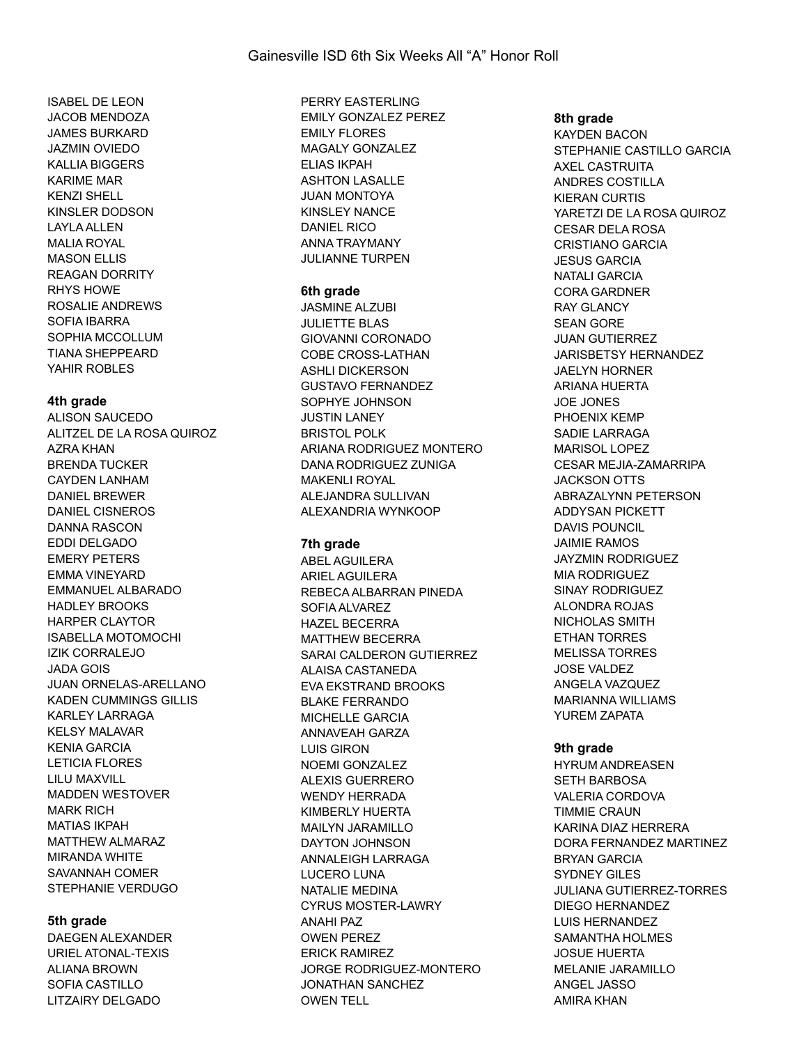# Gainesville ISD 6th Six Weeks All "A" Honor Roll

ISABEL DE LEON
JACOB MENDOZA
JAMES BURKARD
JAZMIN OVIEDO
KALLIA BIGGERS
KARIME MAR
KENZI SHELL
KINSLER DODSON
LAYLA ALLEN
MALIA ROYAL
MASON ELLIS
REAGAN DORRITY
RHYS HOWE
ROSALIE ANDREWS
SOFIA IBARRA
SOPHIA MCCOLLUM
TIANA SHEPPEARD
YAHIR ROBLES

**4th grade**
ALISON SAUCEDO
ALITZEL DE LA ROSA QUIROZ
AZRA KHAN
BRENDA TUCKER
CAYDEN LANHAM
DANIEL BREWER
DANIEL CISNEROS
DANNA RASCON
EDDI DELGADO
EMERY PETERS
EMMA VINEYARD
EMMANUEL ALBARADO
HADLEY BROOKS
HARPER CLAYTOR
ISABELLA MOTOMOCHI
IZIK CORRALEJO
JADA GOIS
JUAN ORNELAS-ARELLANO
KADEN CUMMINGS GILLIS
KARLEY LARRAGA
KELSY MALAVAR
KENIA GARCIA
LETICIA FLORES
LILU MAXVILL
MADDEN WESTOVER
MARK RICH
MATIAS IKPAH
MATTHEW ALMARAZ
MIRANDA WHITE
SAVANNAH COMER
STEPHANIE VERDUGO

**5th grade**
DAEGEN ALEXANDER
URIEL ATONAL-TEXIS
ALIANA BROWN
SOFIA CASTILLO
LITZAIRY DELGADO
PERRY EASTERLING
EMILY GONZALEZ PEREZ
EMILY FLORES
MAGALY GONZALEZ
ELIAS IKPAH
ASHTON LASALLE
JUAN MONTOYA
KINSLEY NANCE
DANIEL RICO
ANNA TRAYMANY
JULIANNE TURPEN

**6th grade**
JASMINE ALZUBI
JULIETTE BLAS
GIOVANNI CORONADO
COBE CROSS-LATHAN
ASHLI DICKERSON
GUSTAVO FERNANDEZ
SOPHYE JOHNSON
JUSTIN LANEY
BRISTOL POLK
ARIANA RODRIGUEZ MONTERO
DANA RODRIGUEZ ZUNIGA
MAKENLI ROYAL
ALEJANDRA SULLIVAN
ALEXANDRIA WYNKOOP

**7th grade**
ABEL AGUILERA
ARIEL AGUILERA
REBECA ALBARRAN PINEDA
SOFIA ALVAREZ
HAZEL BECERRA
MATTHEW BECERRA
SARAI CALDERON GUTIERREZ
ALAISA CASTANEDA
EVA EKSTRAND BROOKS
BLAKE FERRANDO
MICHELLE GARCIA
ANNAVEAH GARZA
LUIS GIRON
NOEMI GONZALEZ
ALEXIS GUERRERO
WENDY HERRADA
KIMBERLY HUERTA
MAILYN JARAMILLO
DAYTON JOHNSON
ANNALEIGH LARRAGA
LUCERO LUNA
NATALIE MEDINA
CYRUS MOSTER-LAWRY
ANAHI PAZ
OWEN PEREZ
ERICK RAMIREZ
JORGE RODRIGUEZ-MONTERO
JONATHAN SANCHEZ
OWEN TELL

**8th grade**
KAYDEN BACON
STEPHANIE CASTILLO GARCIA
AXEL CASTRUITA
ANDRES COSTILLA
KIERAN CURTIS
YARETZI DE LA ROSA QUIROZ
CESAR DELA ROSA
CRISTIANO GARCIA
JESUS GARCIA
NATALI GARCIA
CORA GARDNER
RAY GLANCY
SEAN GORE
JUAN GUTIERREZ
JARISBETSY HERNANDEZ
JAELYN HORNER
ARIANA HUERTA
JOE JONES
PHOENIX KEMP
SADIE LARRAGA
MARISOL LOPEZ
CESAR MEJIA-ZAMARRIPA
JACKSON OTTS
ABRAZALYNN PETERSON
ADDYSAN PICKETT
DAVIS POUNCIL
JAIMIE RAMOS
JAYZMIN RODRIGUEZ
MIA RODRIGUEZ
SINAY RODRIGUEZ
ALONDRA ROJAS
NICHOLAS SMITH
ETHAN TORRES
MELISSA TORRES
JOSE VALDEZ
ANGELA VAZQUEZ
MARIANNA WILLIAMS
YUREM ZAPATA

**9th grade**
HYRUM ANDREASEN
SETH BARBOSA
VALERIA CORDOVA
TIMMIE CRAUN
KARINA DIAZ HERRERA
DORA FERNANDEZ MARTINEZ
BRYAN GARCIA
SYDNEY GILES
JULIANA GUTIERREZ-TORRES
DIEGO HERNANDEZ
LUIS HERNANDEZ
SAMANTHA HOLMES
JOSUE HUERTA
MELANIE JARAMILLO
ANGEL JASSO
AMIRA KHAN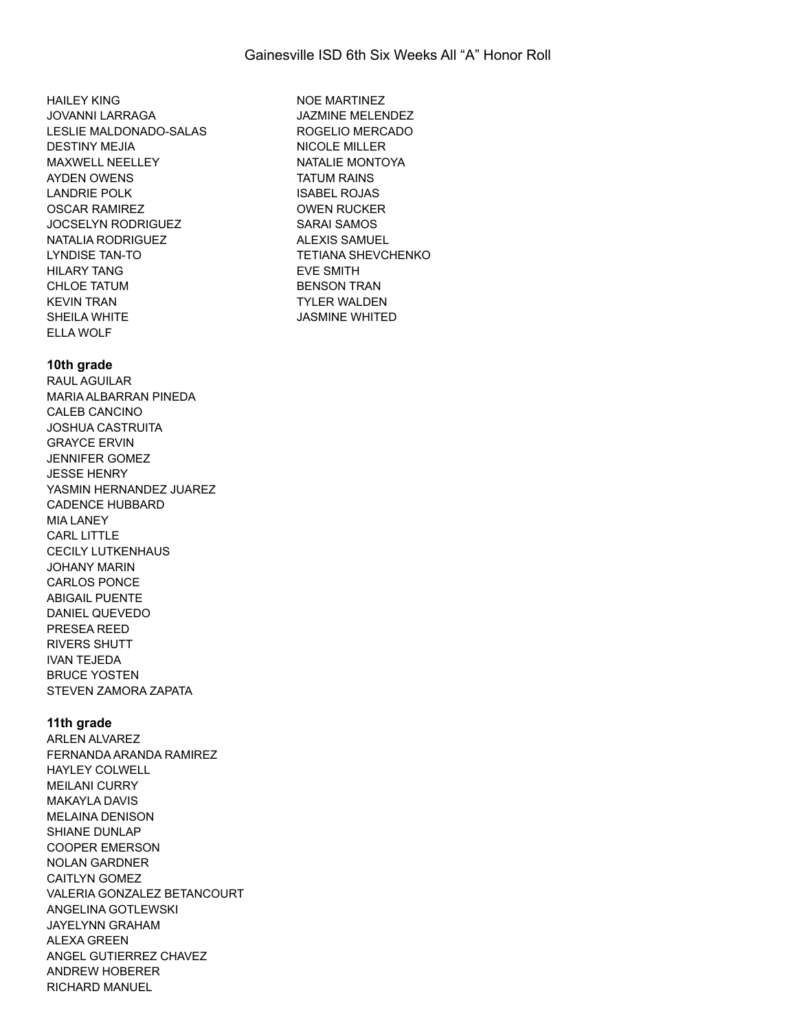# Gainesville ISD 6th Six Weeks All "A" Honor Roll

HAILEY KING
JOVANNI LARRAGA
LESLIE MALDONADO-SALAS
DESTINY MEJIA
MAXWELL NEELLEY
AYDEN OWENS
LANDRIE POLK
OSCAR RAMIREZ
JOCSELYN RODRIGUEZ
NATALIA RODRIGUEZ
LYNDISE TAN-TO
HILARY TANG
CHLOE TATUM
KEVIN TRAN
SHEILA WHITE
ELLA WOLF
NOE MARTINEZ
JAZMINE MELENDEZ
ROGELIO MERCADO
NICOLE MILLER
NATALIE MONTOYA
TATUM RAINS
ISABEL ROJAS
OWEN RUCKER
SARAI SAMOS
ALEXIS SAMUEL
TETIANA SHEVCHENKO
EVE SMITH
BENSON TRAN
TYLER WALDEN
JASMINE WHITED

**10th grade**

RAUL AGUILAR
MARIA ALBARRAN PINEDA
CALEB CANCINO
JOSHUA CASTRUITA
GRAYCE ERVIN
JENNIFER GOMEZ
JESSE HENRY
YASMIN HERNANDEZ JUAREZ
CADENCE HUBBARD
MIA LANEY
CARL LITTLE
CECILY LUTKENHAUS
JOHANY MARIN
CARLOS PONCE
ABIGAIL PUENTE
DANIEL QUEVEDO
PRESEA REED
RIVERS SHUTT
IVAN TEJEDA
BRUCE YOSTEN
STEVEN ZAMORA ZAPATA

**11th grade**

ARLEN ALVAREZ
FERNANDA ARANDA RAMIREZ
HAYLEY COLWELL
MEILANI CURRY
MAKAYLA DAVIS
MELAINA DENISON
SHIANE DUNLAP
COOPER EMERSON
NOLAN GARDNER
CAITLYN GOMEZ
VALERIA GONZALEZ BETANCOURT
ANGELINA GOTLEWSKI
JAYELYNN GRAHAM
ALEXA GREEN
ANGEL GUTIERREZ CHAVEZ
ANDREW HOBERER
RICHARD MANUEL